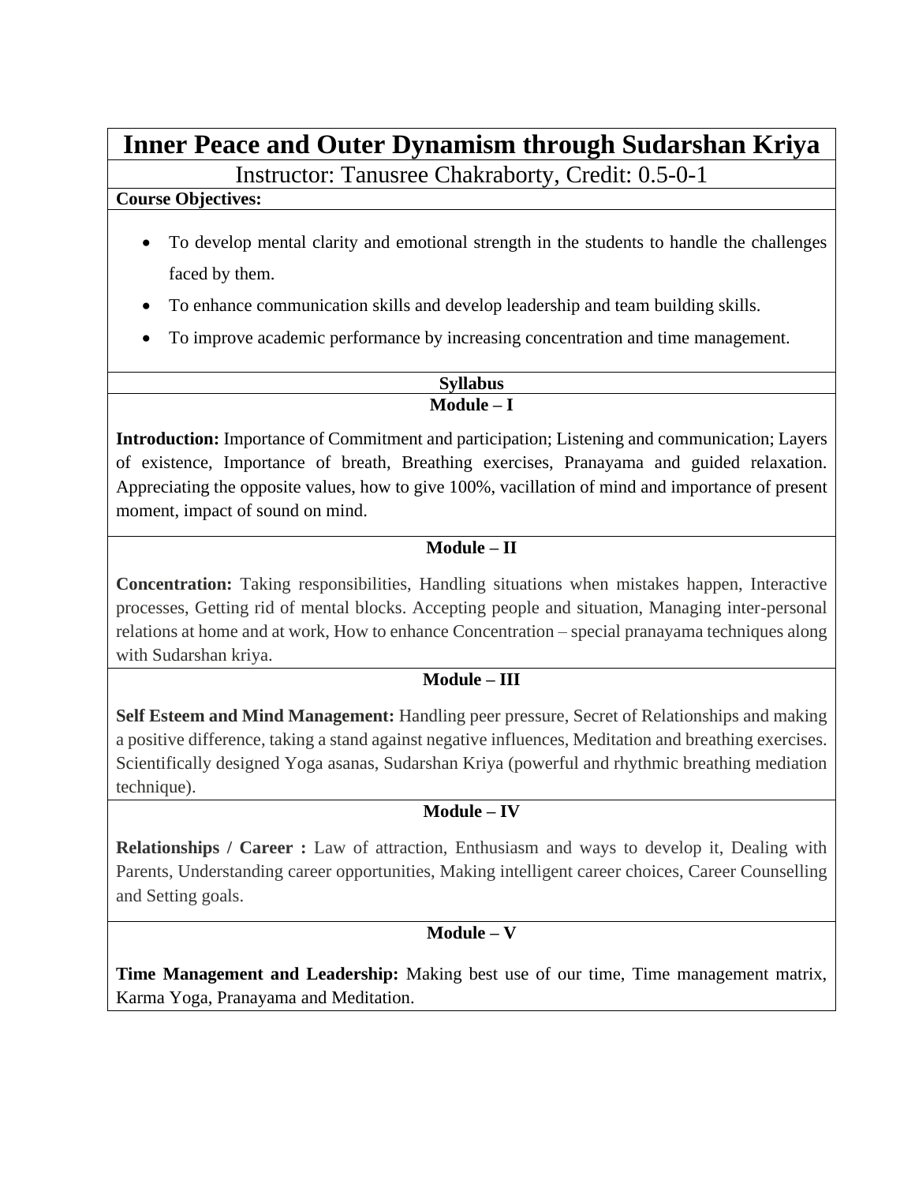# Inner Peace and Outer Dynamism through Sudarshan Kriya

Instructor: Tanusree Chakraborty, Credit: 0.5-0-1

**Course Objectives:**

- To develop mental clarity and emotional strength in the students to handle the challenges faced by them.
- To enhance communication skills and develop leadership and team building skills.
- To improve academic performance by increasing concentration and time management.

## Syllabus

### Module – I

**Introduction:** Importance of Commitment and participation; Listening and communication; Layers of existence, Importance of breath, Breathing exercises, Pranayama and guided relaxation. Appreciating the opposite values, how to give 100%, vacillation of mind and importance of present moment, impact of sound on mind.

### Module – II

**Concentration:** Taking responsibilities, Handling situations when mistakes happen, Interactive processes, Getting rid of mental blocks. Accepting people and situation, Managing inter-personal relations at home and at work, How to enhance Concentration – special pranayama techniques along with Sudarshan kriya.

### Module – III

**Self Esteem and Mind Management:** Handling peer pressure, Secret of Relationships and making a positive difference, taking a stand against negative influences, Meditation and breathing exercises. Scientifically designed Yoga asanas, Sudarshan Kriya (powerful and rhythmic breathing mediation technique).

### Module – IV

**Relationships / Career :** Law of attraction, Enthusiasm and ways to develop it, Dealing with Parents, Understanding career opportunities, Making intelligent career choices, Career Counselling and Setting goals.

### Module – V

**Time Management and Leadership:** Making best use of our time, Time management matrix, Karma Yoga, Pranayama and Meditation.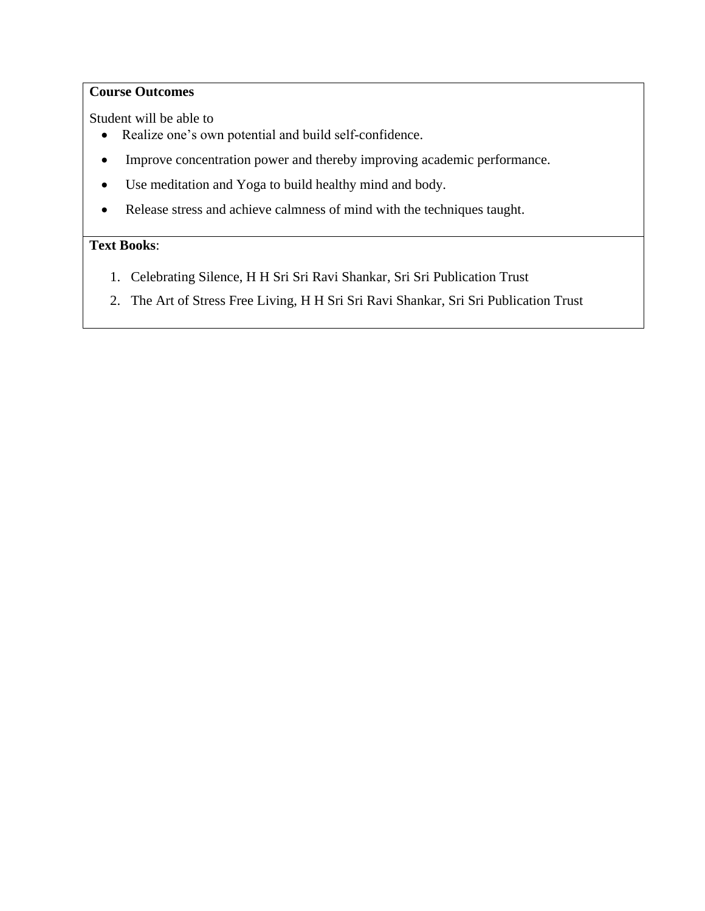**Course Outcomes**

Student will be able to

- Realize one’s own potential and build self-confidence.
- Improve concentration power and thereby improving academic performance.
- Use meditation and Yoga to build healthy mind and body.
- Release stress and achieve calmness of mind with the techniques taught.

**Text Books**:

1. Celebrating Silence, H H Sri Sri Ravi Shankar, Sri Sri Publication Trust
2. The Art of Stress Free Living, H H Sri Sri Ravi Shankar, Sri Sri Publication Trust